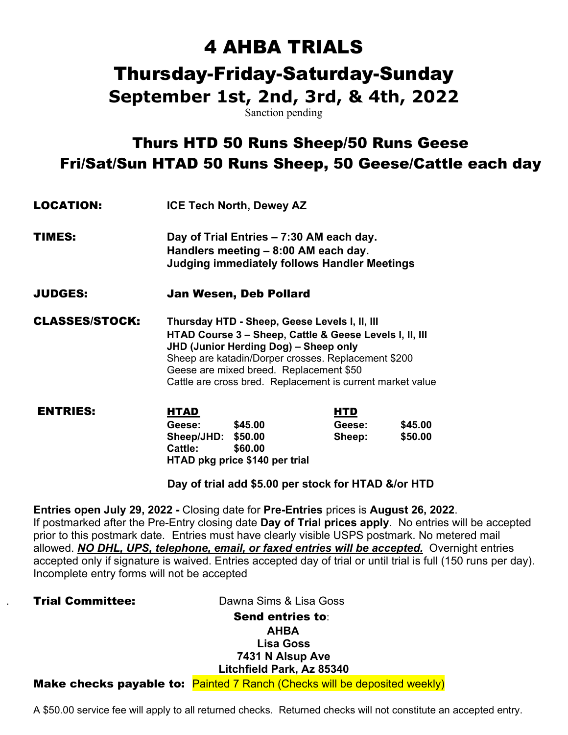# 4 AHBA TRIALS

## Thursday-Friday-Saturday-Sunday

## September 1st, 2nd, 3rd, & 4th, 2022

Sanction pending

## Thurs HTD 50 Runs Sheep/50 Runs Geese
## Fri/Sat/Sun HTAD 50 Runs Sheep, 50 Geese/Cattle each day

**LOCATION:** **ICE Tech North, Dewey AZ**

**TIMES:**
**Day of Trial Entries – 7:30 AM each day.**
**Handlers meeting – 8:00 AM each day.**
**Judging immediately follows Handler Meetings**

**JUDGES:** **Jan Wesen, Deb Pollard**

**CLASSES/STOCK:**
**Thursday HTD - Sheep, Geese Levels I, II, III**
**HTAD Course 3 – Sheep, Cattle & Geese Levels I, II, III**
**JHD (Junior Herding Dog) – Sheep only**
Sheep are katadin/Dorper crosses. Replacement $200
Geese are mixed breed. Replacement $50
Cattle are cross bred. Replacement is current market value

**ENTRIES:**

| **HTAD** | | **HTD** | |
|---|---|---|---|
| **Geese:** | **$45.00** | **Geese:** | **$45.00** |
| **Sheep/JHD:** | **$50.00** | **Sheep:** | **$50.00** |
| **Cattle:** | **$60.00** | | |

**HTAD pkg price $140 per trial**

**Day of trial add $5.00 per stock for HTAD &/or HTD**

**Entries open July 29, 2022 -** Closing date for **Pre-Entries** prices is **August 26, 2022**. If postmarked after the Pre-Entry closing date **Day of Trial prices apply**. No entries will be accepted prior to this postmark date. Entries must have clearly visible USPS postmark. No metered mail allowed. ***NO DHL, UPS, telephone, email, or faxed entries will be accepted.*** Overnight entries accepted only if signature is waived. Entries accepted day of trial or until trial is full (150 runs per day). Incomplete entry forms will not be accepted

**Trial Committee:** Dawna Sims & Lisa Goss

**Send entries to**:
**AHBA**
**Lisa Goss**
**7431 N Alsup Ave**
**Litchfield Park, Az 85340**

**Make checks payable to:** Painted 7 Ranch (Checks will be deposited weekly)

A $50.00 service fee will apply to all returned checks. Returned checks will not constitute an accepted entry.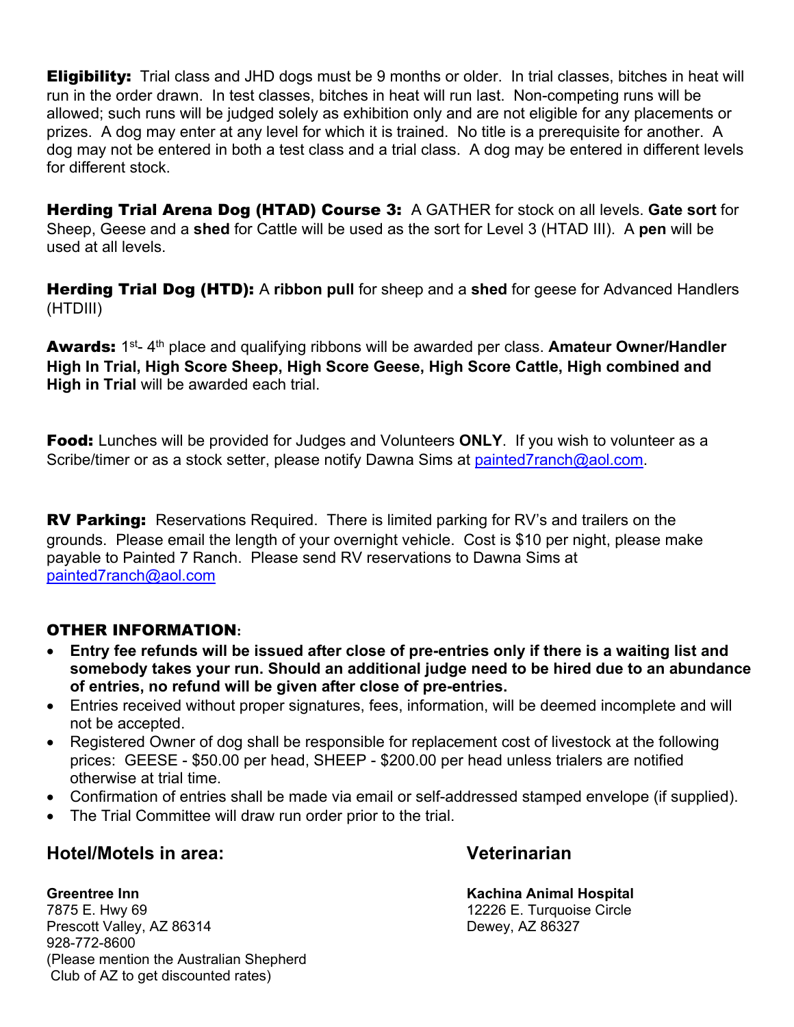**Eligibility:** Trial class and JHD dogs must be 9 months or older. In trial classes, bitches in heat will run in the order drawn. In test classes, bitches in heat will run last. Non-competing runs will be allowed; such runs will be judged solely as exhibition only and are not eligible for any placements or prizes. A dog may enter at any level for which it is trained. No title is a prerequisite for another. A dog may not be entered in both a test class and a trial class. A dog may be entered in different levels for different stock.

**Herding Trial Arena Dog (HTAD) Course 3:** A GATHER for stock on all levels. **Gate sort** for Sheep, Geese and a **shed** for Cattle will be used as the sort for Level 3 (HTAD III). A **pen** will be used at all levels.

**Herding Trial Dog (HTD):** A **ribbon pull** for sheep and a **shed** for geese for Advanced Handlers (HTDIII)

**Awards:** 1st- 4th place and qualifying ribbons will be awarded per class. **Amateur Owner/Handler High In Trial, High Score Sheep, High Score Geese, High Score Cattle, High combined and High in Trial** will be awarded each trial.

**Food:** Lunches will be provided for Judges and Volunteers **ONLY**. If you wish to volunteer as a Scribe/timer or as a stock setter, please notify Dawna Sims at painted7ranch@aol.com.

**RV Parking:** Reservations Required. There is limited parking for RV's and trailers on the grounds. Please email the length of your overnight vehicle. Cost is $10 per night, please make payable to Painted 7 Ranch. Please send RV reservations to Dawna Sims at painted7ranch@aol.com

**OTHER INFORMATION:**

- **Entry fee refunds will be issued after close of pre-entries only if there is a waiting list and somebody takes your run. Should an additional judge need to be hired due to an abundance of entries, no refund will be given after close of pre-entries.**
- Entries received without proper signatures, fees, information, will be deemed incomplete and will not be accepted.
- Registered Owner of dog shall be responsible for replacement cost of livestock at the following prices: GEESE - $50.00 per head, SHEEP - $200.00 per head unless trialers are notified otherwise at trial time.
- Confirmation of entries shall be made via email or self-addressed stamped envelope (if supplied).
- The Trial Committee will draw run order prior to the trial.

## Hotel/Motels in area:

**Greentree Inn**
7875 E. Hwy 69
Prescott Valley, AZ 86314
928-772-8600
(Please mention the Australian Shepherd Club of AZ to get discounted rates)

## Veterinarian

**Kachina Animal Hospital**
12226 E. Turquoise Circle
Dewey, AZ 86327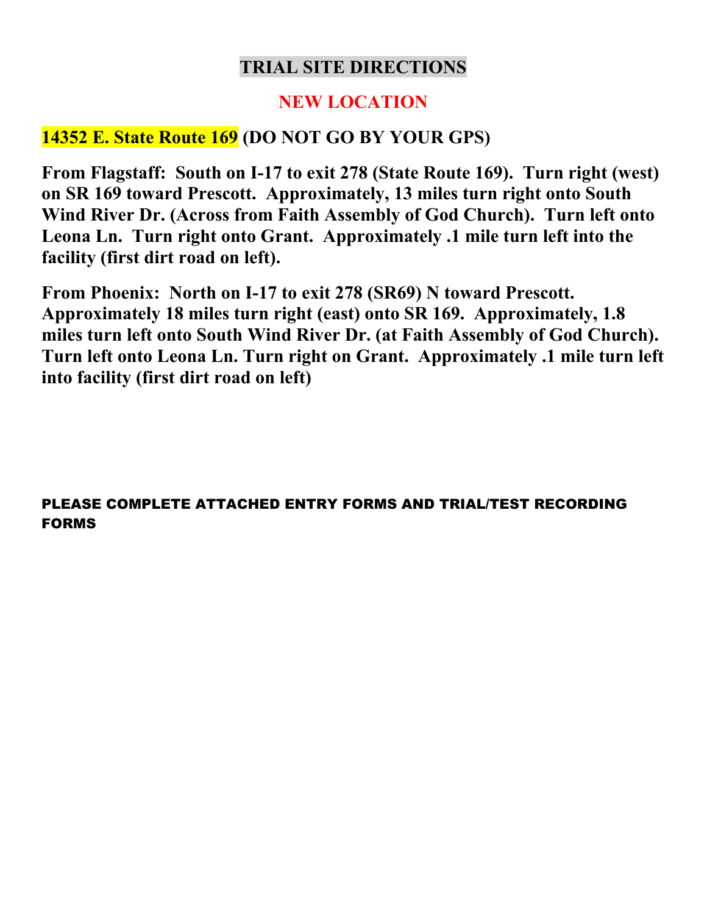# TRIAL SITE DIRECTIONS

## NEW LOCATION

**14352 E. State Route 169 (DO NOT GO BY YOUR GPS)**

**From Flagstaff: South on I-17 to exit 278 (State Route 169). Turn right (west) on SR 169 toward Prescott. Approximately, 13 miles turn right onto South Wind River Dr. (Across from Faith Assembly of God Church). Turn left onto Leona Ln. Turn right onto Grant. Approximately .1 mile turn left into the facility (first dirt road on left).**

**From Phoenix: North on I-17 to exit 278 (SR69) N toward Prescott. Approximately 18 miles turn right (east) onto SR 169. Approximately, 1.8 miles turn left onto South Wind River Dr. (at Faith Assembly of God Church). Turn left onto Leona Ln. Turn right on Grant. Approximately .1 mile turn left into facility (first dirt road on left)**

**PLEASE COMPLETE ATTACHED ENTRY FORMS AND TRIAL/TEST RECORDING FORMS**